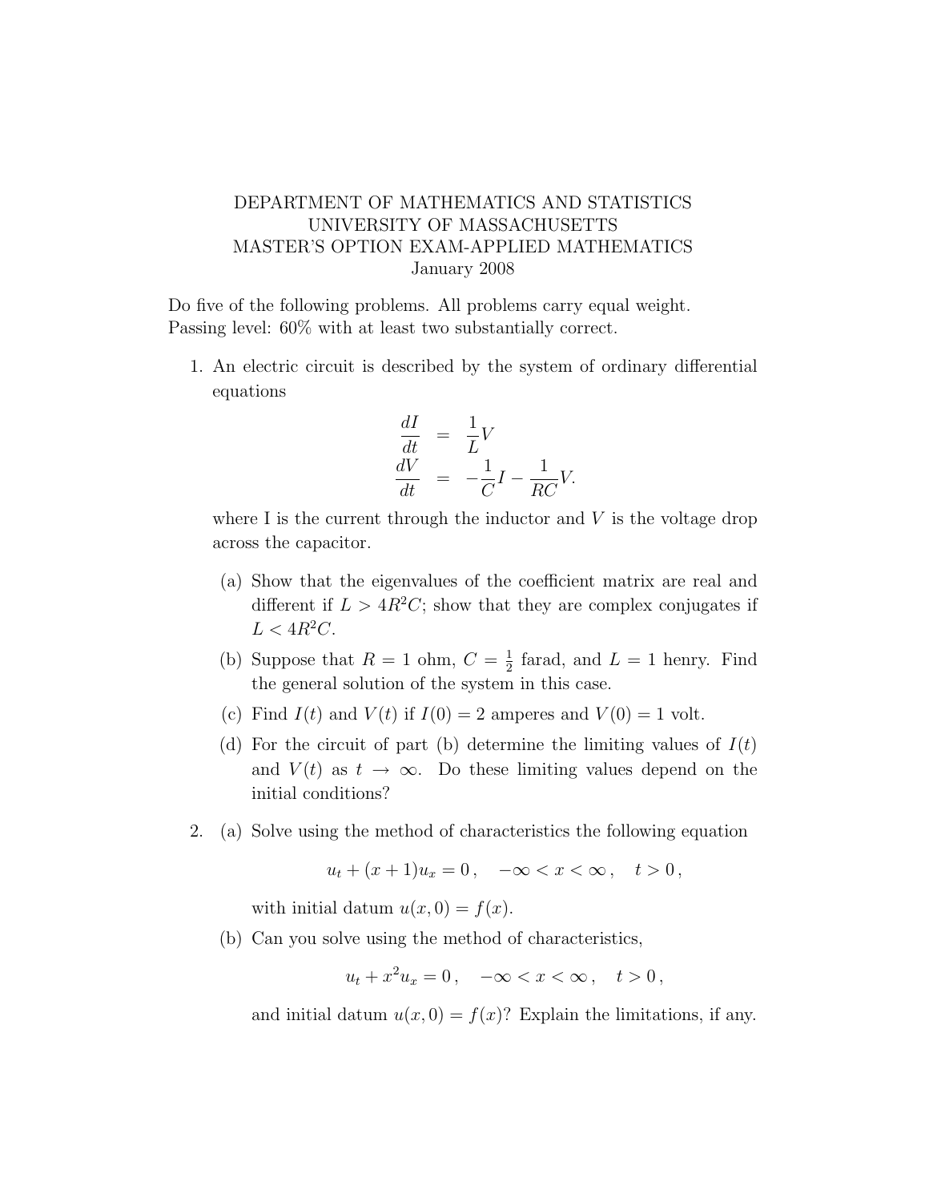DEPARTMENT OF MATHEMATICS AND STATISTICS
UNIVERSITY OF MASSACHUSETTS
MASTER'S OPTION EXAM-APPLIED MATHEMATICS
January 2008

Do five of the following problems. All problems carry equal weight.
Passing level: 60% with at least two substantially correct.

1. An electric circuit is described by the system of ordinary differential equations

$$\begin{aligned} \frac{dI}{dt} &= \frac{1}{L}V \\ \frac{dV}{dt} &= -\frac{1}{C}I - \frac{1}{RC}V. \end{aligned}$$

   where I is the current through the inductor and $V$ is the voltage drop across the capacitor.

   (a) Show that the eigenvalues of the coefficient matrix are real and different if $L > 4R^2C$; show that they are complex conjugates if $L < 4R^2C$.

   (b) Suppose that $R = 1$ ohm, $C = \frac{1}{2}$ farad, and $L = 1$ henry. Find the general solution of the system in this case.

   (c) Find $I(t)$ and $V(t)$ if $I(0) = 2$ amperes and $V(0) = 1$ volt.

   (d) For the circuit of part (b) determine the limiting values of $I(t)$ and $V(t)$ as $t \to \infty$. Do these limiting values depend on the initial conditions?

2. (a) Solve using the method of characteristics the following equation

$$u_t + (x+1)u_x = 0\,, \quad -\infty < x < \infty\,, \quad t > 0\,,$$

   with initial datum $u(x, 0) = f(x)$.

   (b) Can you solve using the method of characteristics,

$$u_t + x^2 u_x = 0\,, \quad -\infty < x < \infty\,, \quad t > 0\,,$$

   and initial datum $u(x, 0) = f(x)$? Explain the limitations, if any.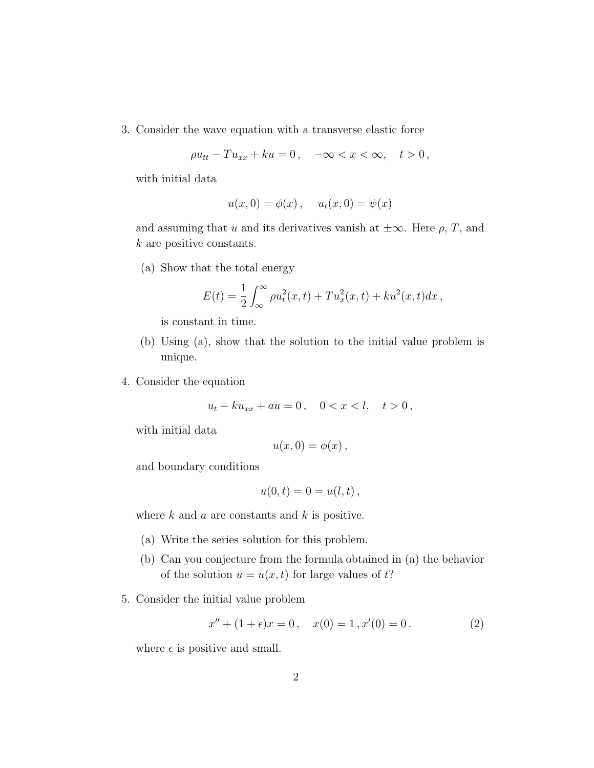3. Consider the wave equation with a transverse elastic force

$$\rho u_{tt} - T u_{xx} + k u = 0\,, \quad -\infty < x < \infty, \quad t > 0\,,$$

with initial data

$$u(x,0) = \phi(x)\,, \quad u_t(x,0) = \psi(x)$$

and assuming that $u$ and its derivatives vanish at $\pm\infty$. Here $\rho$, $T$, and $k$ are positive constants.

   (a) Show that the total energy

   $$E(t) = \frac{1}{2}\int_{\infty}^{\infty} \rho u_t^2(x,t) + T u_x^2(x,t) + k u^2(x,t) dx\,,$$

   is constant in time.

   (b) Using (a), show that the solution to the initial value problem is unique.

4. Consider the equation

$$u_t - k u_{xx} + a u = 0\,, \quad 0 < x < l, \quad t > 0\,,$$

with initial data

$$u(x,0) = \phi(x)\,,$$

and boundary conditions

$$u(0,t) = 0 = u(l,t)\,,$$

where $k$ and $a$ are constants and $k$ is positive.

   (a) Write the series solution for this problem.

   (b) Can you conjecture from the formula obtained in (a) the behavior of the solution $u = u(x,t)$ for large values of $t$?

5. Consider the initial value problem

$$x'' + (1+\epsilon)x = 0\,, \quad x(0) = 1\,, x'(0) = 0\,. \tag{2}$$

where $\epsilon$ is positive and small.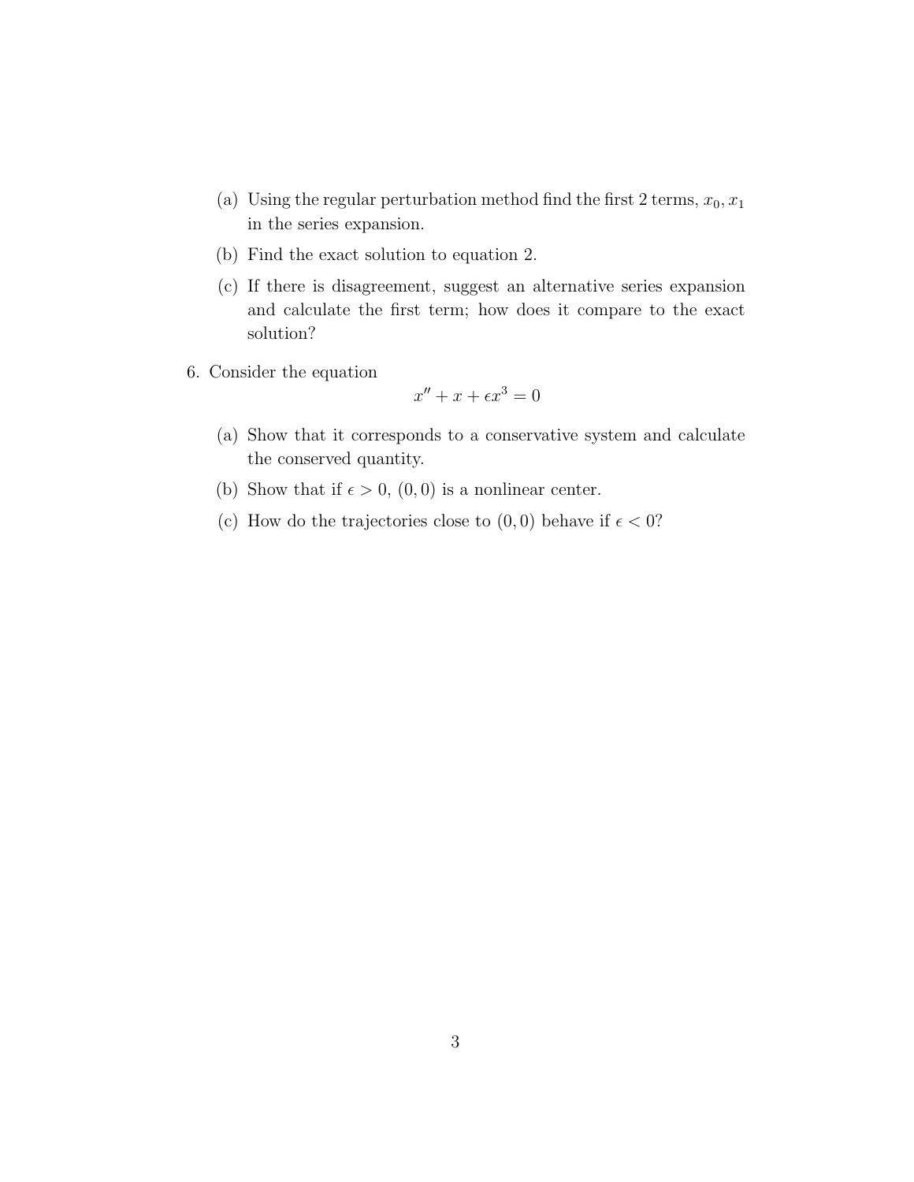(a) Using the regular perturbation method find the first 2 terms, $x_0, x_1$ in the series expansion.

(b) Find the exact solution to equation 2.

(c) If there is disagreement, suggest an alternative series expansion and calculate the first term; how does it compare to the exact solution?

6. Consider the equation

$$x'' + x + \epsilon x^3 = 0$$

(a) Show that it corresponds to a conservative system and calculate the conserved quantity.

(b) Show that if $\epsilon > 0$, $(0, 0)$ is a nonlinear center.

(c) How do the trajectories close to $(0, 0)$ behave if $\epsilon < 0$?